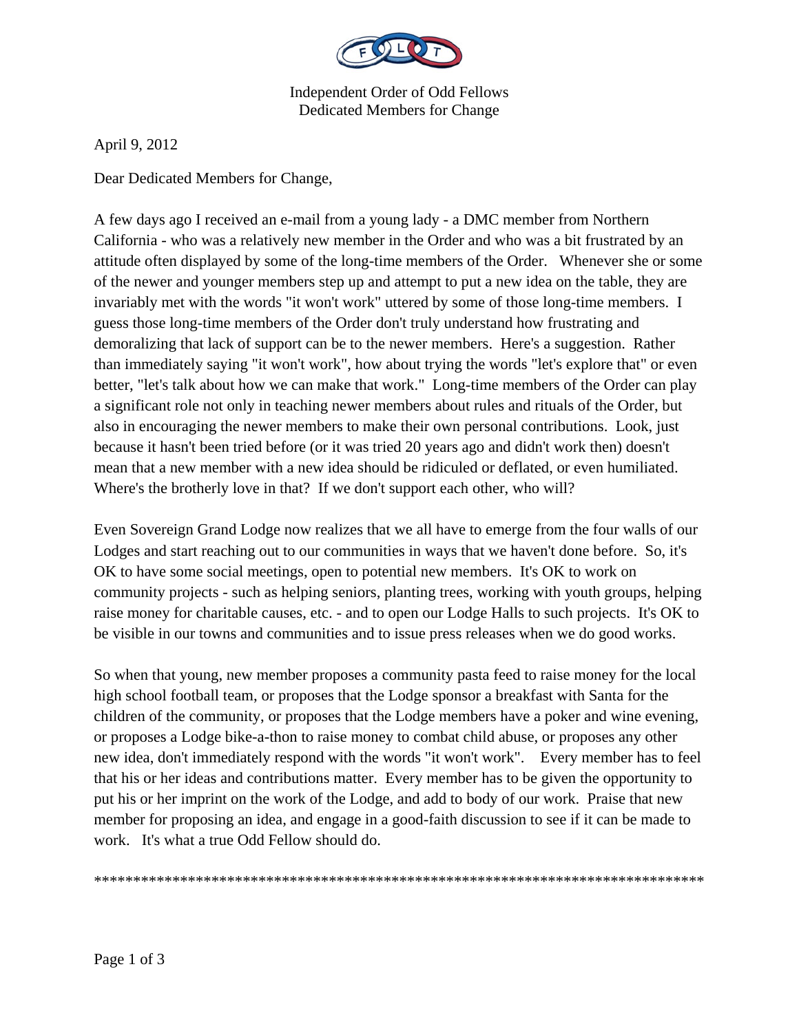Independent Order of Odd Fellows
Dedicated Members for Change

April 9, 2012

Dear Dedicated Members for Change,

A few days ago I received an e-mail from a young lady - a DMC member from Northern California - who was a relatively new member in the Order and who was a bit frustrated by an attitude often displayed by some of the long-time members of the Order. Whenever she or some of the newer and younger members step up and attempt to put a new idea on the table, they are invariably met with the words "it won't work" uttered by some of those long-time members. I guess those long-time members of the Order don't truly understand how frustrating and demoralizing that lack of support can be to the newer members. Here's a suggestion. Rather than immediately saying "it won't work", how about trying the words "let's explore that" or even better, "let's talk about how we can make that work." Long-time members of the Order can play a significant role not only in teaching newer members about rules and rituals of the Order, but also in encouraging the newer members to make their own personal contributions. Look, just because it hasn't been tried before (or it was tried 20 years ago and didn't work then) doesn't mean that a new member with a new idea should be ridiculed or deflated, or even humiliated. Where's the brotherly love in that? If we don't support each other, who will?

Even Sovereign Grand Lodge now realizes that we all have to emerge from the four walls of our Lodges and start reaching out to our communities in ways that we haven't done before. So, it's OK to have some social meetings, open to potential new members. It's OK to work on community projects - such as helping seniors, planting trees, working with youth groups, helping raise money for charitable causes, etc. - and to open our Lodge Halls to such projects. It's OK to be visible in our towns and communities and to issue press releases when we do good works.

So when that young, new member proposes a community pasta feed to raise money for the local high school football team, or proposes that the Lodge sponsor a breakfast with Santa for the children of the community, or proposes that the Lodge members have a poker and wine evening, or proposes a Lodge bike-a-thon to raise money to combat child abuse, or proposes any other new idea, don't immediately respond with the words "it won't work". Every member has to feel that his or her ideas and contributions matter. Every member has to be given the opportunity to put his or her imprint on the work of the Lodge, and add to body of our work. Praise that new member for proposing an idea, and engage in a good-faith discussion to see if it can be made to work. It's what a true Odd Fellow should do.

*******************************************************************************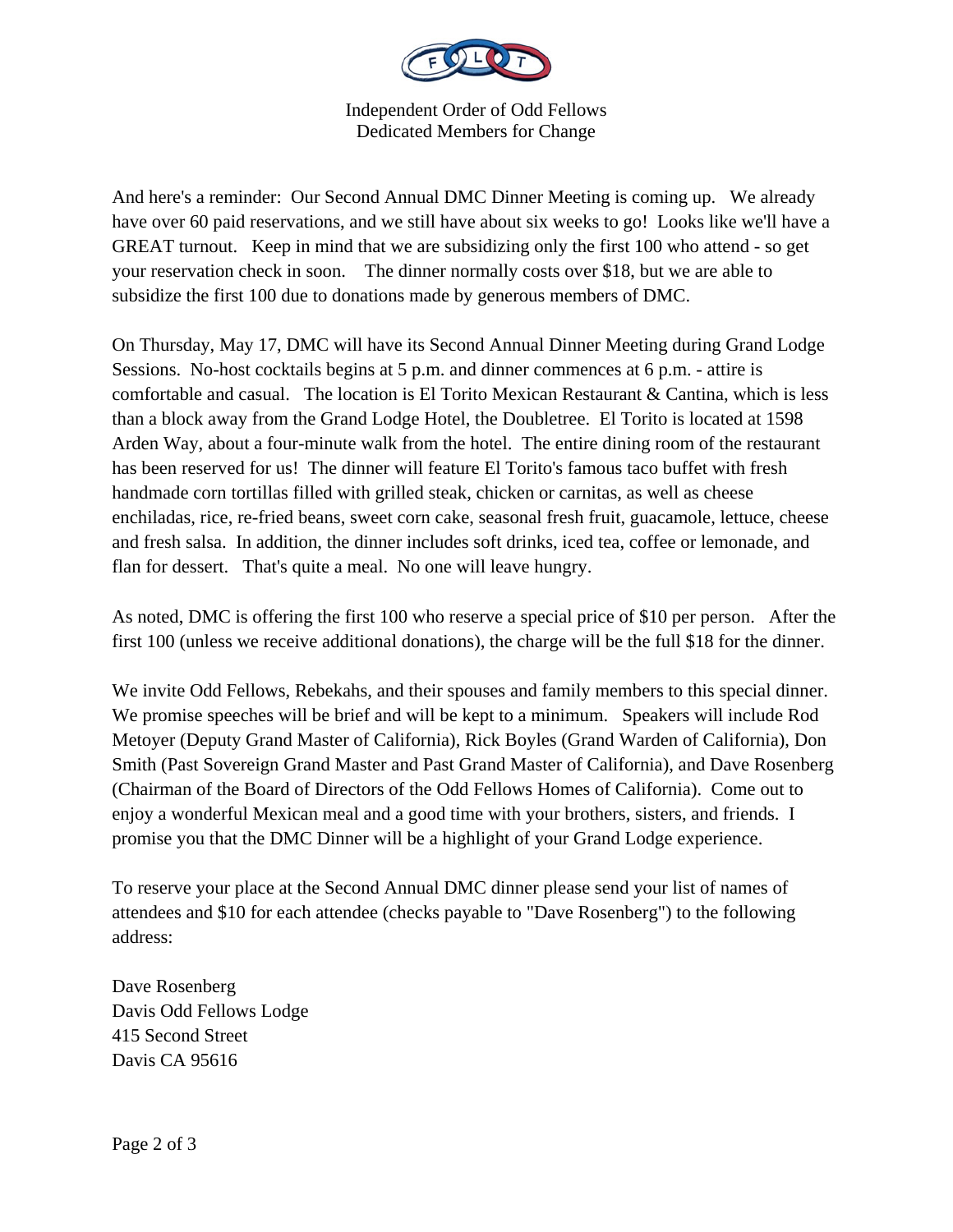Independent Order of Odd Fellows
Dedicated Members for Change

And here's a reminder: Our Second Annual DMC Dinner Meeting is coming up. We already have over 60 paid reservations, and we still have about six weeks to go! Looks like we'll have a GREAT turnout. Keep in mind that we are subsidizing only the first 100 who attend - so get your reservation check in soon. The dinner normally costs over $18, but we are able to subsidize the first 100 due to donations made by generous members of DMC.

On Thursday, May 17, DMC will have its Second Annual Dinner Meeting during Grand Lodge Sessions. No-host cocktails begins at 5 p.m. and dinner commences at 6 p.m. - attire is comfortable and casual. The location is El Torito Mexican Restaurant & Cantina, which is less than a block away from the Grand Lodge Hotel, the Doubletree. El Torito is located at 1598 Arden Way, about a four-minute walk from the hotel. The entire dining room of the restaurant has been reserved for us! The dinner will feature El Torito's famous taco buffet with fresh handmade corn tortillas filled with grilled steak, chicken or carnitas, as well as cheese enchiladas, rice, re-fried beans, sweet corn cake, seasonal fresh fruit, guacamole, lettuce, cheese and fresh salsa. In addition, the dinner includes soft drinks, iced tea, coffee or lemonade, and flan for dessert. That's quite a meal. No one will leave hungry.

As noted, DMC is offering the first 100 who reserve a special price of $10 per person. After the first 100 (unless we receive additional donations), the charge will be the full $18 for the dinner.

We invite Odd Fellows, Rebekahs, and their spouses and family members to this special dinner. We promise speeches will be brief and will be kept to a minimum. Speakers will include Rod Metoyer (Deputy Grand Master of California), Rick Boyles (Grand Warden of California), Don Smith (Past Sovereign Grand Master and Past Grand Master of California), and Dave Rosenberg (Chairman of the Board of Directors of the Odd Fellows Homes of California). Come out to enjoy a wonderful Mexican meal and a good time with your brothers, sisters, and friends. I promise you that the DMC Dinner will be a highlight of your Grand Lodge experience.

To reserve your place at the Second Annual DMC dinner please send your list of names of attendees and $10 for each attendee (checks payable to "Dave Rosenberg") to the following address:

Dave Rosenberg
Davis Odd Fellows Lodge
415 Second Street
Davis CA 95616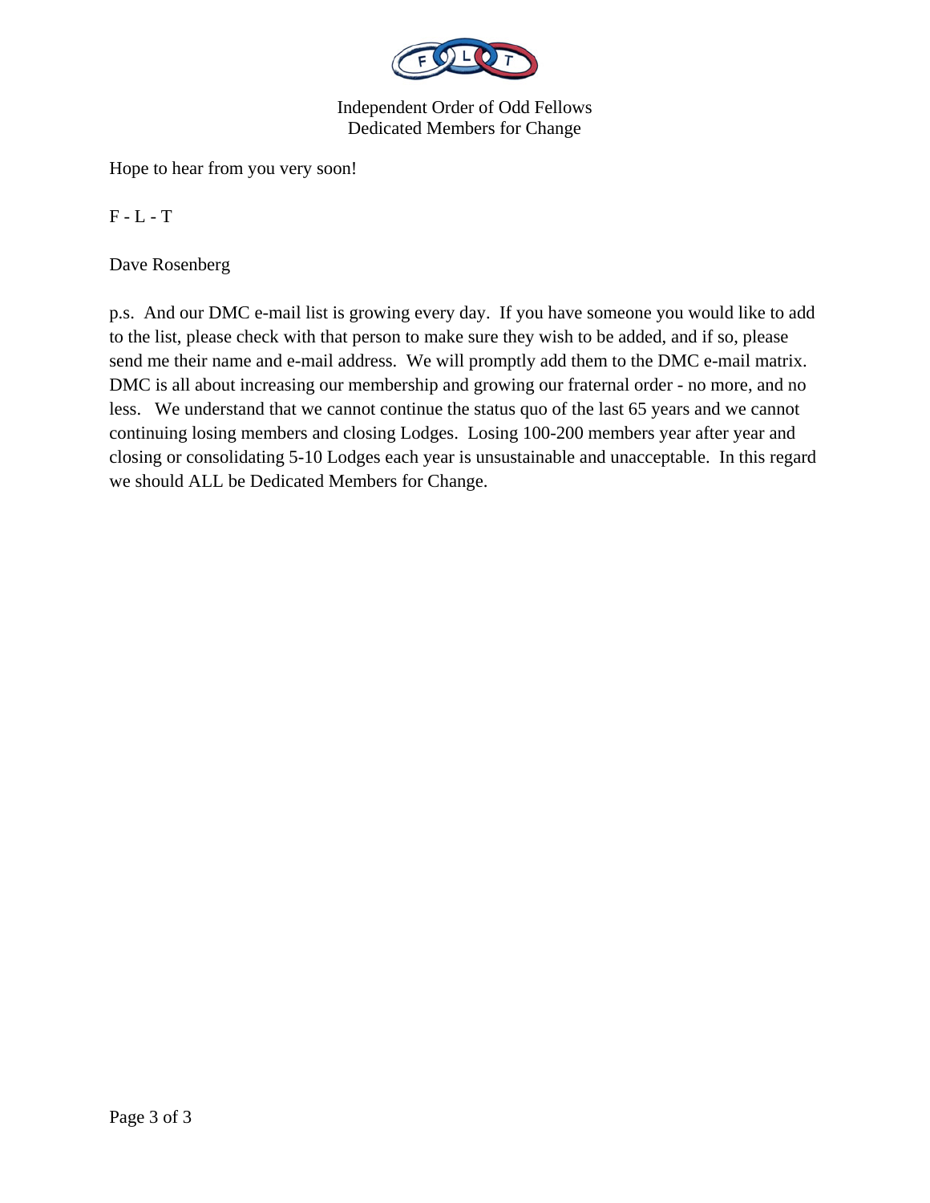Independent Order of Odd Fellows
Dedicated Members for Change

Hope to hear from you very soon!

F - L - T

Dave Rosenberg

p.s. And our DMC e-mail list is growing every day. If you have someone you would like to add to the list, please check with that person to make sure they wish to be added, and if so, please send me their name and e-mail address. We will promptly add them to the DMC e-mail matrix. DMC is all about increasing our membership and growing our fraternal order - no more, and no less. We understand that we cannot continue the status quo of the last 65 years and we cannot continuing losing members and closing Lodges. Losing 100-200 members year after year and closing or consolidating 5-10 Lodges each year is unsustainable and unacceptable. In this regard we should ALL be Dedicated Members for Change.